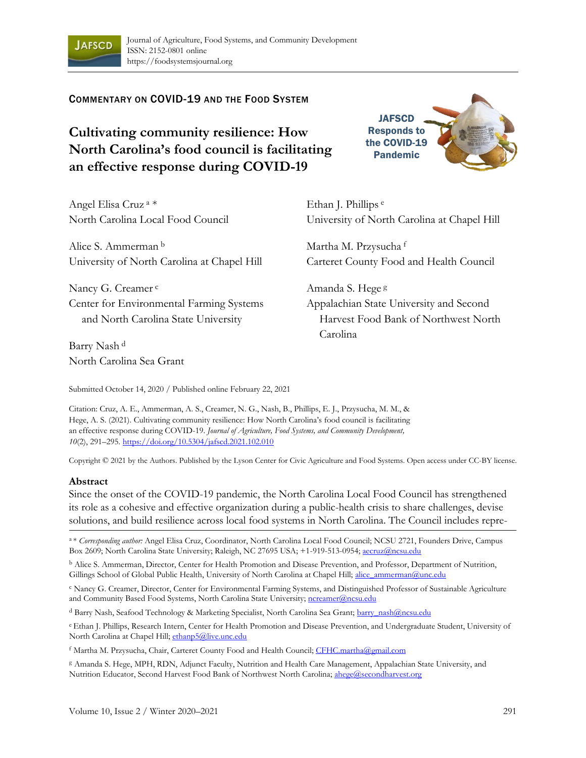Journal of Agriculture, Food Systems, and Community Development
ISSN: 2152-0801 online
https://foodsystemsjournal.org

COMMENTARY ON COVID-19 AND THE FOOD SYSTEM

# Cultivating community resilience: How North Carolina's food council is facilitating an effective response during COVID-19

JAFSCD Responds to the COVID-19 Pandemic

Angel Elisa Cruz [a] *
North Carolina Local Food Council

Alice S. Ammerman [b]
University of North Carolina at Chapel Hill

Nancy G. Creamer [c]
Center for Environmental Farming Systems and North Carolina State University

Barry Nash [d]
North Carolina Sea Grant

Ethan J. Phillips [e]
University of North Carolina at Chapel Hill

Martha M. Przysucha [f]
Carteret County Food and Health Council

Amanda S. Hege [g]
Appalachian State University and Second Harvest Food Bank of Northwest North Carolina

Submitted October 14, 2020 / Published online February 22, 2021

Citation: Cruz, A. E., Ammerman, A. S., Creamer, N. G., Nash, B., Phillips, E. J., Przysucha, M. M., & Hege, A. S. (2021). Cultivating community resilience: How North Carolina's food council is facilitating an effective response during COVID-19. *Journal of Agriculture, Food Systems, and Community Development, 10*(2), 291–295. https://doi.org/10.5304/jafscd.2021.102.010

Copyright © 2021 by the Authors. Published by the Lyson Center for Civic Agriculture and Food Systems. Open access under CC-BY license.

## Abstract

Since the onset of the COVID-19 pandemic, the North Carolina Local Food Council has strengthened its role as a cohesive and effective organization during a public-health crisis to share challenges, devise solutions, and build resilience across local food systems in North Carolina. The Council includes repre-

[a] * *Corresponding author:* Angel Elisa Cruz, Coordinator, North Carolina Local Food Council; NCSU 2721, Founders Drive, Campus Box 2609; North Carolina State University; Raleigh, NC 27695 USA; +1-919-513-0954; aecruz@ncsu.edu

[b] Alice S. Ammerman, Director, Center for Health Promotion and Disease Prevention, and Professor, Department of Nutrition, Gillings School of Global Public Health, University of North Carolina at Chapel Hill; alice_ammerman@unc.edu

[c] Nancy G. Creamer, Director, Center for Environmental Farming Systems, and Distinguished Professor of Sustainable Agriculture and Community Based Food Systems, North Carolina State University; ncreamer@ncsu.edu

[d] Barry Nash, Seafood Technology & Marketing Specialist, North Carolina Sea Grant; barry_nash@ncsu.edu

[e] Ethan J. Phillips, Research Intern, Center for Health Promotion and Disease Prevention, and Undergraduate Student, University of North Carolina at Chapel Hill; ethanp5@live.unc.edu

[f] Martha M. Przysucha, Chair, Carteret County Food and Health Council; CFHC.martha@gmail.com

[g] Amanda S. Hege, MPH, RDN, Adjunct Faculty, Nutrition and Health Care Management, Appalachian State University, and Nutrition Educator, Second Harvest Food Bank of Northwest North Carolina; ahege@secondharvest.org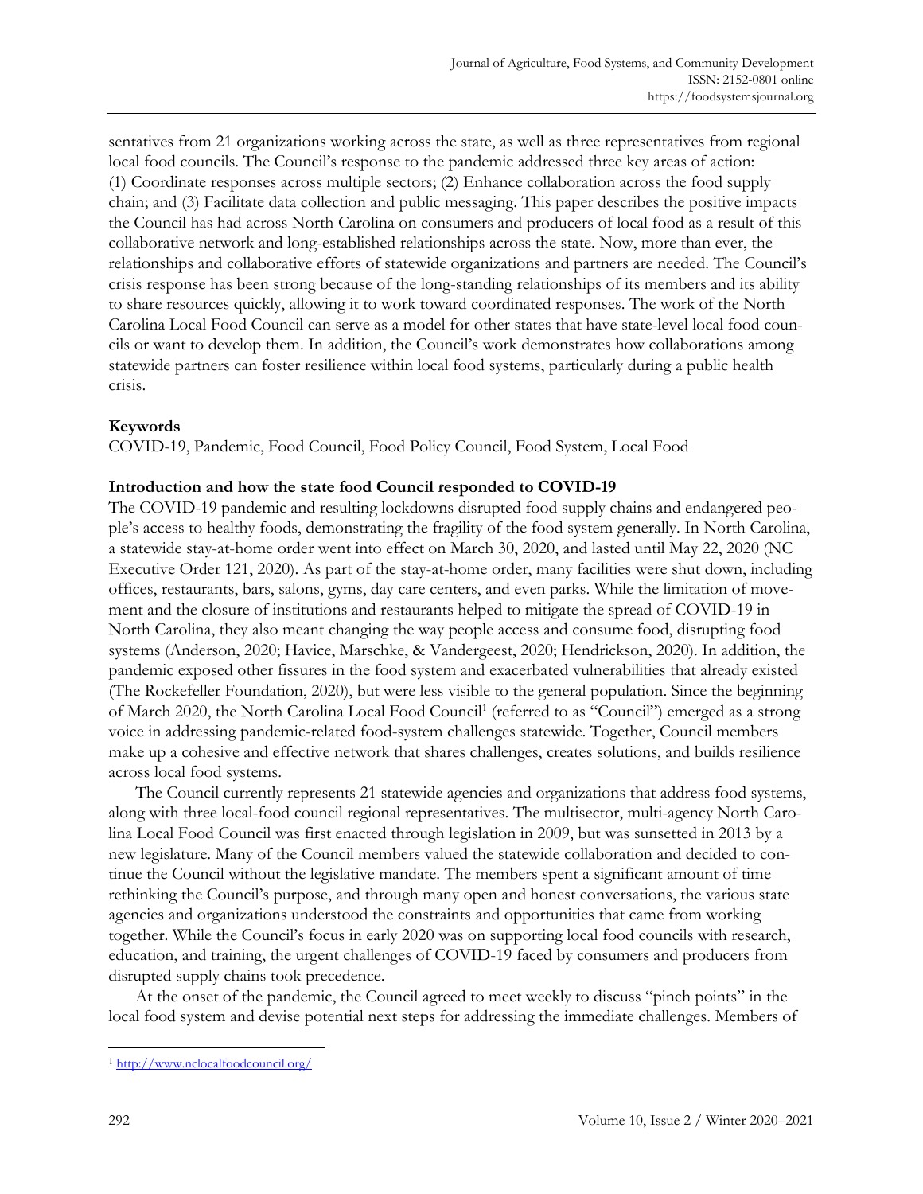sentatives from 21 organizations working across the state, as well as three representatives from regional local food councils. The Council's response to the pandemic addressed three key areas of action: (1) Coordinate responses across multiple sectors; (2) Enhance collaboration across the food supply chain; and (3) Facilitate data collection and public messaging. This paper describes the positive impacts the Council has had across North Carolina on consumers and producers of local food as a result of this collaborative network and long-established relationships across the state. Now, more than ever, the relationships and collaborative efforts of statewide organizations and partners are needed. The Council's crisis response has been strong because of the long-standing relationships of its members and its ability to share resources quickly, allowing it to work toward coordinated responses. The work of the North Carolina Local Food Council can serve as a model for other states that have state-level local food councils or want to develop them. In addition, the Council's work demonstrates how collaborations among statewide partners can foster resilience within local food systems, particularly during a public health crisis.

**Keywords**

COVID-19, Pandemic, Food Council, Food Policy Council, Food System, Local Food

**Introduction and how the state food Council responded to COVID-19**

The COVID-19 pandemic and resulting lockdowns disrupted food supply chains and endangered people's access to healthy foods, demonstrating the fragility of the food system generally. In North Carolina, a statewide stay-at-home order went into effect on March 30, 2020, and lasted until May 22, 2020 (NC Executive Order 121, 2020). As part of the stay-at-home order, many facilities were shut down, including offices, restaurants, bars, salons, gyms, day care centers, and even parks. While the limitation of movement and the closure of institutions and restaurants helped to mitigate the spread of COVID-19 in North Carolina, they also meant changing the way people access and consume food, disrupting food systems (Anderson, 2020; Havice, Marschke, & Vandergeest, 2020; Hendrickson, 2020). In addition, the pandemic exposed other fissures in the food system and exacerbated vulnerabilities that already existed (The Rockefeller Foundation, 2020), but were less visible to the general population. Since the beginning of March 2020, the North Carolina Local Food Council[1] (referred to as "Council") emerged as a strong voice in addressing pandemic-related food-system challenges statewide. Together, Council members make up a cohesive and effective network that shares challenges, creates solutions, and builds resilience across local food systems.

The Council currently represents 21 statewide agencies and organizations that address food systems, along with three local-food council regional representatives. The multisector, multi-agency North Carolina Local Food Council was first enacted through legislation in 2009, but was sunsetted in 2013 by a new legislature. Many of the Council members valued the statewide collaboration and decided to continue the Council without the legislative mandate. The members spent a significant amount of time rethinking the Council's purpose, and through many open and honest conversations, the various state agencies and organizations understood the constraints and opportunities that came from working together. While the Council's focus in early 2020 was on supporting local food councils with research, education, and training, the urgent challenges of COVID-19 faced by consumers and producers from disrupted supply chains took precedence.

At the onset of the pandemic, the Council agreed to meet weekly to discuss "pinch points" in the local food system and devise potential next steps for addressing the immediate challenges. Members of

[1] http://www.nclocalfoodcouncil.org/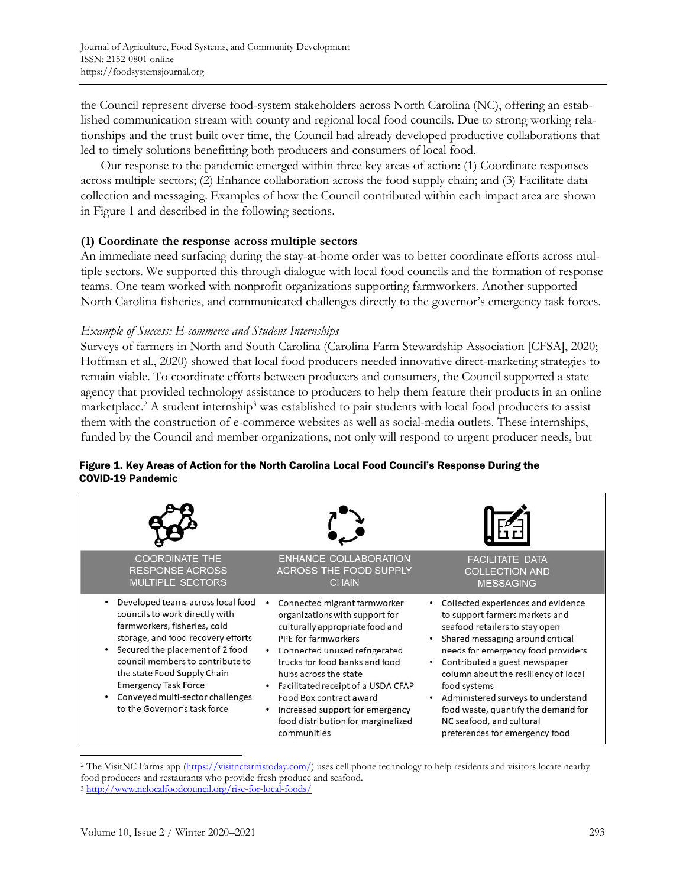the Council represent diverse food-system stakeholders across North Carolina (NC), offering an established communication stream with county and regional local food councils. Due to strong working relationships and the trust built over time, the Council had already developed productive collaborations that led to timely solutions benefitting both producers and consumers of local food.

Our response to the pandemic emerged within three key areas of action: (1) Coordinate responses across multiple sectors; (2) Enhance collaboration across the food supply chain; and (3) Facilitate data collection and messaging. Examples of how the Council contributed within each impact area are shown in Figure 1 and described in the following sections.

### (1) Coordinate the response across multiple sectors

An immediate need surfacing during the stay-at-home order was to better coordinate efforts across multiple sectors. We supported this through dialogue with local food councils and the formation of response teams. One team worked with nonprofit organizations supporting farmworkers. Another supported North Carolina fisheries, and communicated challenges directly to the governor's emergency task forces.

*Example of Success: E-commerce and Student Internships*

Surveys of farmers in North and South Carolina (Carolina Farm Stewardship Association [CFSA], 2020; Hoffman et al., 2020) showed that local food producers needed innovative direct-marketing strategies to remain viable. To coordinate efforts between producers and consumers, the Council supported a state agency that provided technology assistance to producers to help them feature their products in an online marketplace.[2] A student internship[3] was established to pair students with local food producers to assist them with the construction of e-commerce websites as well as social-media outlets. These internships, funded by the Council and member organizations, not only will respond to urgent producer needs, but

**Figure 1. Key Areas of Action for the North Carolina Local Food Council's Response During the COVID-19 Pandemic**

| COORDINATE THE RESPONSE ACROSS MULTIPLE SECTORS | ENHANCE COLLABORATION ACROSS THE FOOD SUPPLY CHAIN | FACILITATE DATA COLLECTION AND MESSAGING |
| --- | --- | --- |
| • Developed teams across local food councils to work directly with farmworkers, fisheries, cold storage, and food recovery efforts<br>• Secured the placement of 2 food council members to contribute to the state Food Supply Chain Emergency Task Force<br>• Conveyed multi-sector challenges to the Governor's task force | • Connected migrant farmworker organizations with support for culturally appropriate food and PPE for farmworkers<br>• Connected unused refrigerated trucks for food banks and food hubs across the state<br>• Facilitated receipt of a USDA CFAP Food Box contract award<br>• Increased support for emergency food distribution for marginalized communities | • Collected experiences and evidence to support farmers markets and seafood retailers to stay open<br>• Shared messaging around critical needs for emergency food providers<br>• Contributed a guest newspaper column about the resiliency of local food systems<br>• Administered surveys to understand food waste, quantify the demand for NC seafood, and cultural preferences for emergency food |

[2] The VisitNC Farms app (https://visitncfarmstoday.com/) uses cell phone technology to help residents and visitors locate nearby food producers and restaurants who provide fresh produce and seafood.

[3] http://www.nclocalfoodcouncil.org/rise-for-local-foods/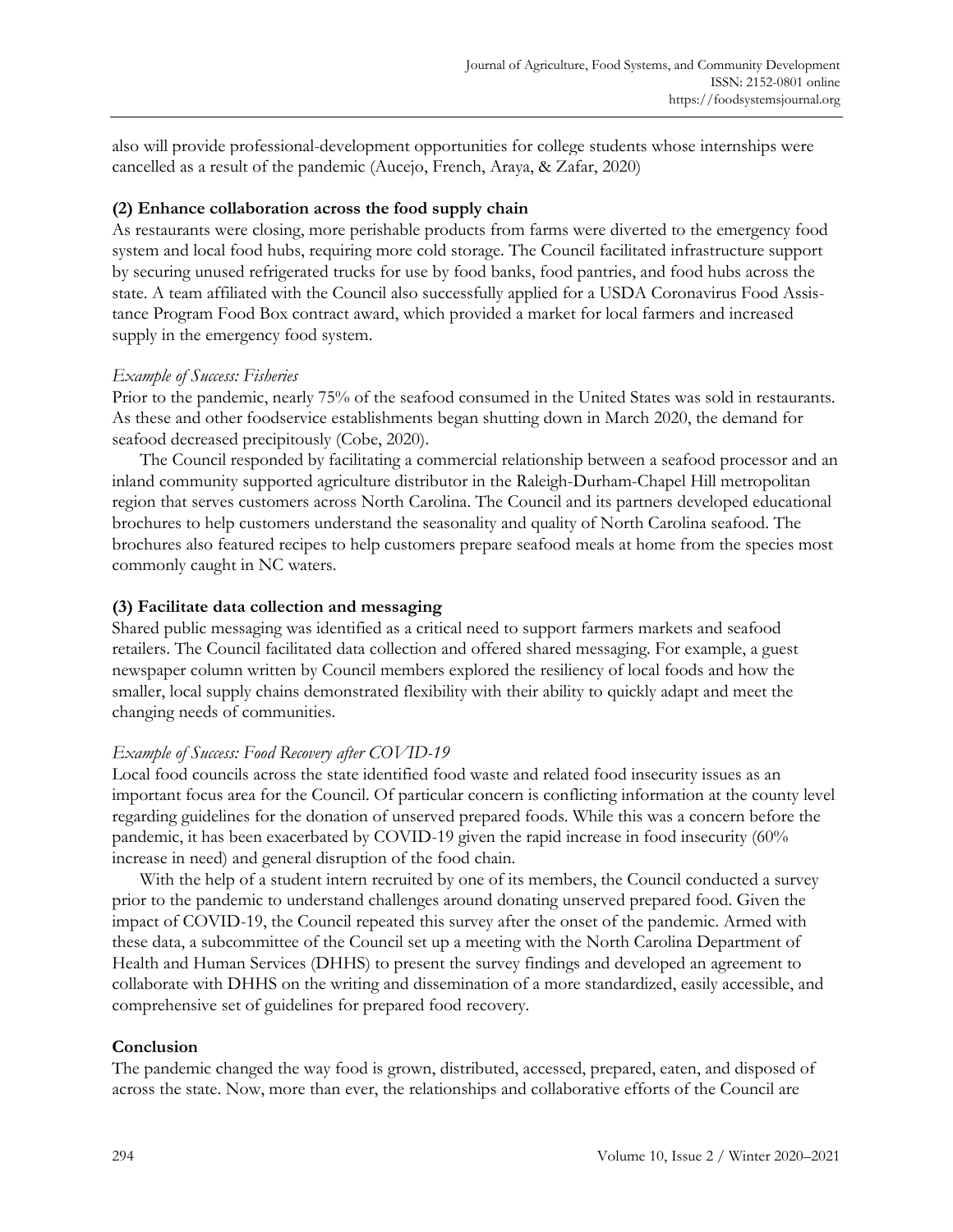also will provide professional-development opportunities for college students whose internships were cancelled as a result of the pandemic (Aucejo, French, Araya, & Zafar, 2020)

**(2) Enhance collaboration across the food supply chain**

As restaurants were closing, more perishable products from farms were diverted to the emergency food system and local food hubs, requiring more cold storage. The Council facilitated infrastructure support by securing unused refrigerated trucks for use by food banks, food pantries, and food hubs across the state. A team affiliated with the Council also successfully applied for a USDA Coronavirus Food Assistance Program Food Box contract award, which provided a market for local farmers and increased supply in the emergency food system.

*Example of Success: Fisheries*

Prior to the pandemic, nearly 75% of the seafood consumed in the United States was sold in restaurants. As these and other foodservice establishments began shutting down in March 2020, the demand for seafood decreased precipitously (Cobe, 2020).

The Council responded by facilitating a commercial relationship between a seafood processor and an inland community supported agriculture distributor in the Raleigh-Durham-Chapel Hill metropolitan region that serves customers across North Carolina. The Council and its partners developed educational brochures to help customers understand the seasonality and quality of North Carolina seafood. The brochures also featured recipes to help customers prepare seafood meals at home from the species most commonly caught in NC waters.

**(3) Facilitate data collection and messaging**

Shared public messaging was identified as a critical need to support farmers markets and seafood retailers. The Council facilitated data collection and offered shared messaging. For example, a guest newspaper column written by Council members explored the resiliency of local foods and how the smaller, local supply chains demonstrated flexibility with their ability to quickly adapt and meet the changing needs of communities.

*Example of Success: Food Recovery after COVID-19*

Local food councils across the state identified food waste and related food insecurity issues as an important focus area for the Council. Of particular concern is conflicting information at the county level regarding guidelines for the donation of unserved prepared foods. While this was a concern before the pandemic, it has been exacerbated by COVID-19 given the rapid increase in food insecurity (60% increase in need) and general disruption of the food chain.

With the help of a student intern recruited by one of its members, the Council conducted a survey prior to the pandemic to understand challenges around donating unserved prepared food. Given the impact of COVID-19, the Council repeated this survey after the onset of the pandemic. Armed with these data, a subcommittee of the Council set up a meeting with the North Carolina Department of Health and Human Services (DHHS) to present the survey findings and developed an agreement to collaborate with DHHS on the writing and dissemination of a more standardized, easily accessible, and comprehensive set of guidelines for prepared food recovery.

**Conclusion**

The pandemic changed the way food is grown, distributed, accessed, prepared, eaten, and disposed of across the state. Now, more than ever, the relationships and collaborative efforts of the Council are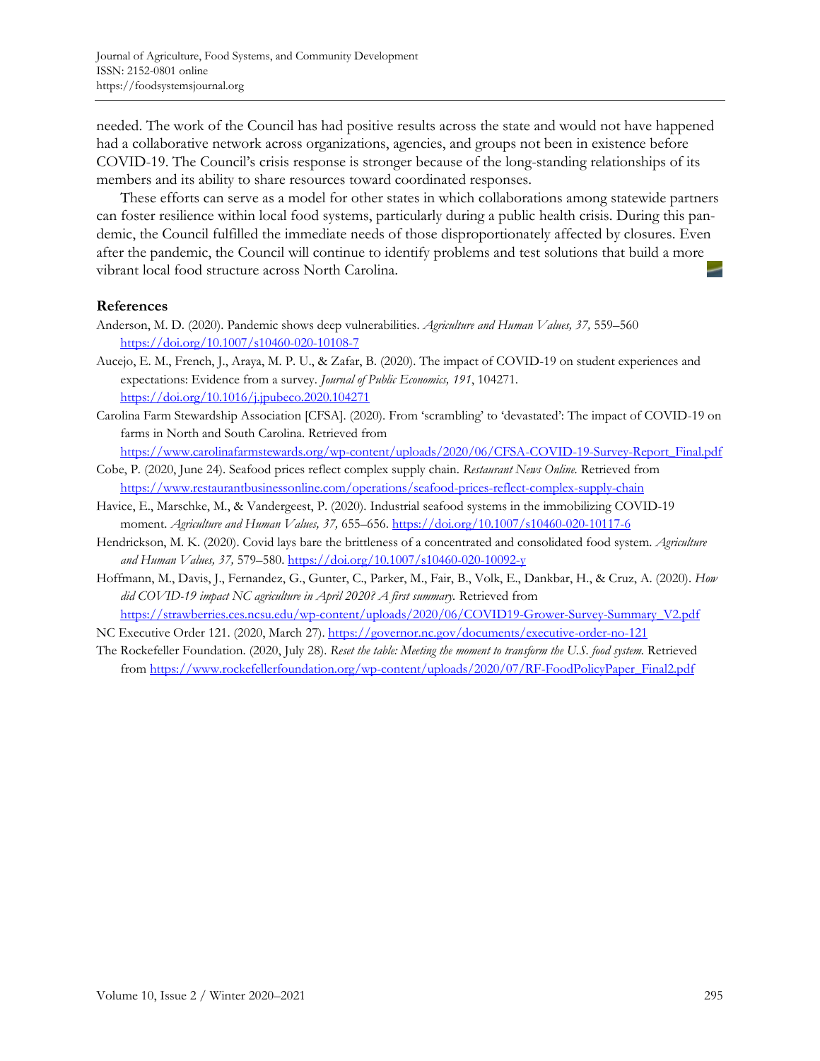needed. The work of the Council has had positive results across the state and would not have happened had a collaborative network across organizations, agencies, and groups not been in existence before COVID-19. The Council's crisis response is stronger because of the long-standing relationships of its members and its ability to share resources toward coordinated responses.

These efforts can serve as a model for other states in which collaborations among statewide partners can foster resilience within local food systems, particularly during a public health crisis. During this pandemic, the Council fulfilled the immediate needs of those disproportionately affected by closures. Even after the pandemic, the Council will continue to identify problems and test solutions that build a more vibrant local food structure across North Carolina.

## References

Anderson, M. D. (2020). Pandemic shows deep vulnerabilities. *Agriculture and Human Values, 37,* 559–560 https://doi.org/10.1007/s10460-020-10108-7

Aucejo, E. M., French, J., Araya, M. P. U., & Zafar, B. (2020). The impact of COVID-19 on student experiences and expectations: Evidence from a survey. *Journal of Public Economics, 191*, 104271. https://doi.org/10.1016/j.jpubeco.2020.104271

Carolina Farm Stewardship Association [CFSA]. (2020). From 'scrambling' to 'devastated': The impact of COVID-19 on farms in North and South Carolina. Retrieved from https://www.carolinafarmstewards.org/wp-content/uploads/2020/06/CFSA-COVID-19-Survey-Report_Final.pdf

Cobe, P. (2020, June 24). Seafood prices reflect complex supply chain. *Restaurant News Online.* Retrieved from https://www.restaurantbusinessonline.com/operations/seafood-prices-reflect-complex-supply-chain

Havice, E., Marschke, M., & Vandergeest, P. (2020). Industrial seafood systems in the immobilizing COVID-19 moment. *Agriculture and Human Values, 37,* 655–656. https://doi.org/10.1007/s10460-020-10117-6

Hendrickson, M. K. (2020). Covid lays bare the brittleness of a concentrated and consolidated food system. *Agriculture and Human Values, 37,* 579–580. https://doi.org/10.1007/s10460-020-10092-y

Hoffmann, M., Davis, J., Fernandez, G., Gunter, C., Parker, M., Fair, B., Volk, E., Dankbar, H., & Cruz, A. (2020). *How did COVID-19 impact NC agriculture in April 2020? A first summary.* Retrieved from https://strawberries.ces.ncsu.edu/wp-content/uploads/2020/06/COVID19-Grower-Survey-Summary_V2.pdf

NC Executive Order 121. (2020, March 27). https://governor.nc.gov/documents/executive-order-no-121

The Rockefeller Foundation. (2020, July 28). *Reset the table: Meeting the moment to transform the U.S. food system.* Retrieved from https://www.rockefellerfoundation.org/wp-content/uploads/2020/07/RF-FoodPolicyPaper_Final2.pdf